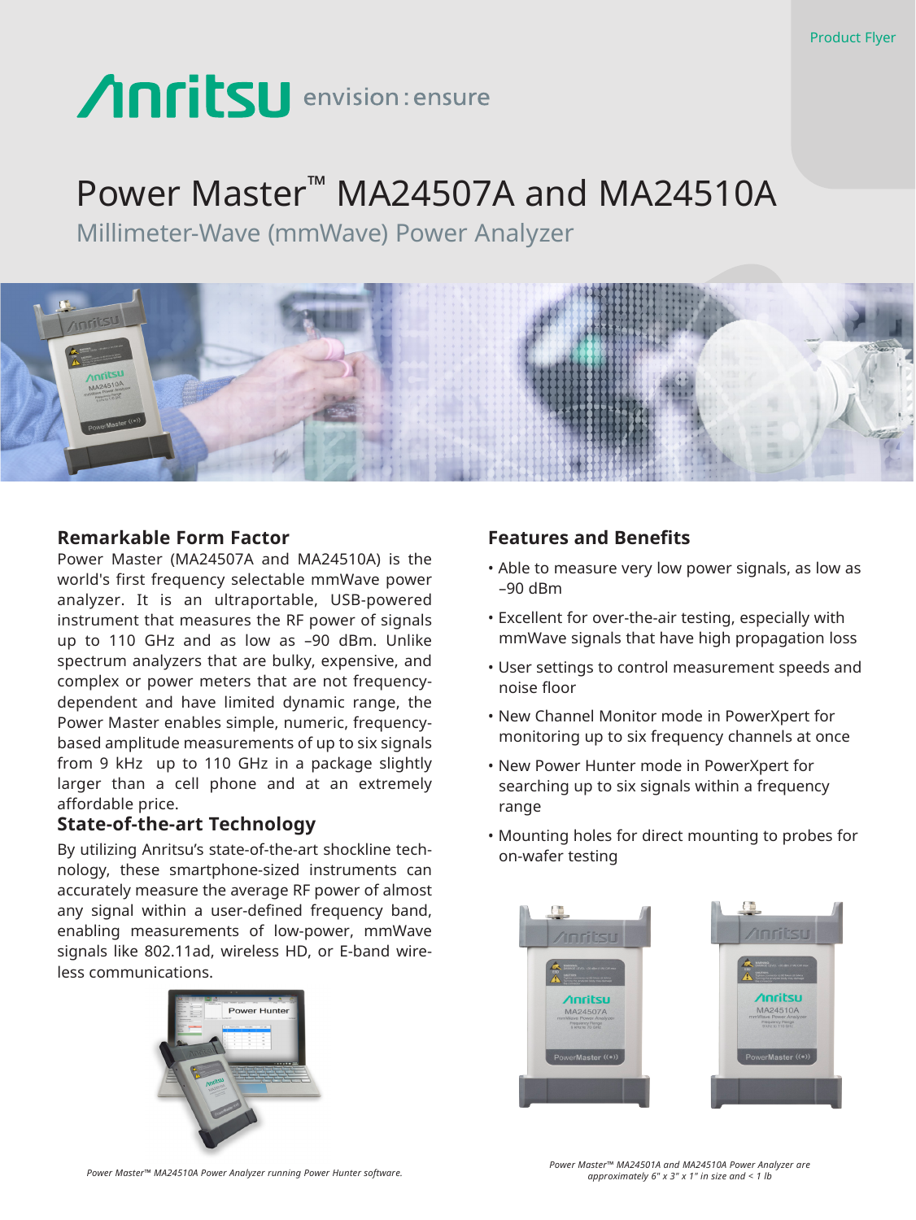Product Flyer

# Power Master™ MA24507A and MA24510A

## Millimeter-Wave (mmWave) Power Analyzer

### Remarkable Form Factor

Power Master (MA24507A and MA24510A) is the world's first frequency selectable mmWave power analyzer. It is an ultraportable, USB-powered instrument that measures the RF power of signals up to 110 GHz and as low as –90 dBm. Unlike spectrum analyzers that are bulky, expensive, and complex or power meters that are not frequency-dependent and have limited dynamic range, the Power Master enables simple, numeric, frequency-based amplitude measurements of up to six signals from 9 kHz up to 110 GHz in a package slightly larger than a cell phone and at an extremely affordable price.

### State-of-the-art Technology

By utilizing Anritsu's state-of-the-art shockline technology, these smartphone-sized instruments can accurately measure the average RF power of almost any signal within a user-defined frequency band, enabling measurements of low-power, mmWave signals like 802.11ad, wireless HD, or E-band wireless communications.

*Power Master™ MA24510A Power Analyzer running Power Hunter software.*

### Features and Benefits

- Able to measure very low power signals, as low as –90 dBm
- Excellent for over-the-air testing, especially with mmWave signals that have high propagation loss
- User settings to control measurement speeds and noise floor
- New Channel Monitor mode in PowerXpert for monitoring up to six frequency channels at once
- New Power Hunter mode in PowerXpert for searching up to six signals within a frequency range
- Mounting holes for direct mounting to probes for on-wafer testing

*Power Master™ MA24501A and MA24510A Power Analyzer are approximately 6" x 3" x 1" in size and < 1 lb*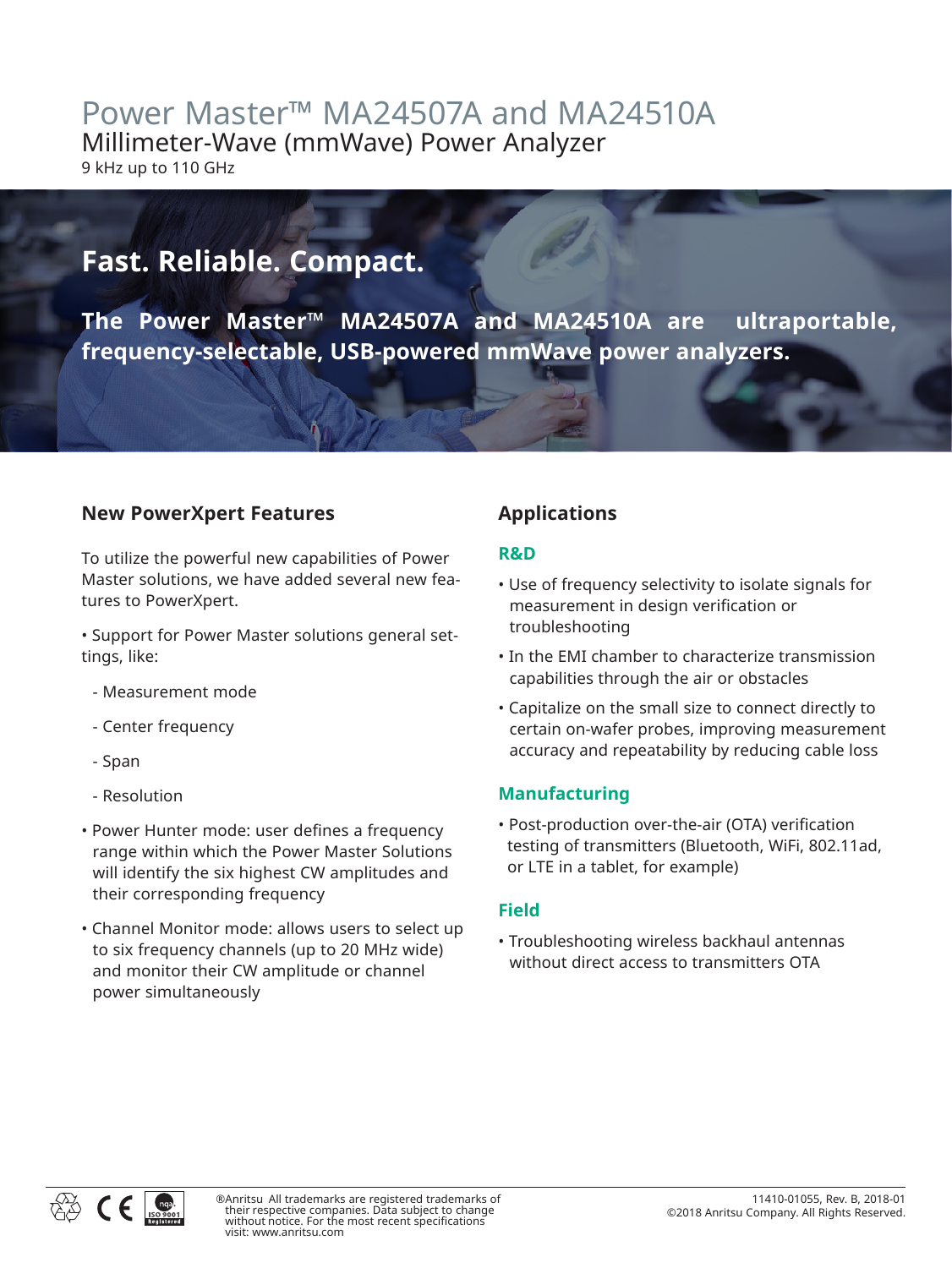# Power Master™ MA24507A and MA24510A

## Millimeter-Wave (mmWave) Power Analyzer

9 kHz up to 110 GHz

**Fast. Reliable. Compact.**

**The Power Master™ MA24507A and MA24510A are ultraportable, frequency-selectable, USB-powered mmWave power analyzers.**

### New PowerXpert Features

To utilize the powerful new capabilities of Power Master solutions, we have added several new features to PowerXpert.

- Support for Power Master solutions general settings, like:
  - Measurement mode
  - Center frequency
  - Span
  - Resolution
- Power Hunter mode: user defines a frequency range within which the Power Master Solutions will identify the six highest CW amplitudes and their corresponding frequency
- Channel Monitor mode: allows users to select up to six frequency channels (up to 20 MHz wide) and monitor their CW amplitude or channel power simultaneously

### Applications

#### R&D

- Use of frequency selectivity to isolate signals for measurement in design verification or troubleshooting
- In the EMI chamber to characterize transmission capabilities through the air or obstacles
- Capitalize on the small size to connect directly to certain on-wafer probes, improving measurement accuracy and repeatability by reducing cable loss

#### Manufacturing

- Post-production over-the-air (OTA) verification testing of transmitters (Bluetooth, WiFi, 802.11ad, or LTE in a tablet, for example)

#### Field

- Troubleshooting wireless backhaul antennas without direct access to transmitters OTA

®Anritsu All trademarks are registered trademarks of their respective companies. Data subject to change without notice. For the most recent specifications visit: www.anritsu.com

11410-01055, Rev. B, 2018-01
©2018 Anritsu Company. All Rights Reserved.